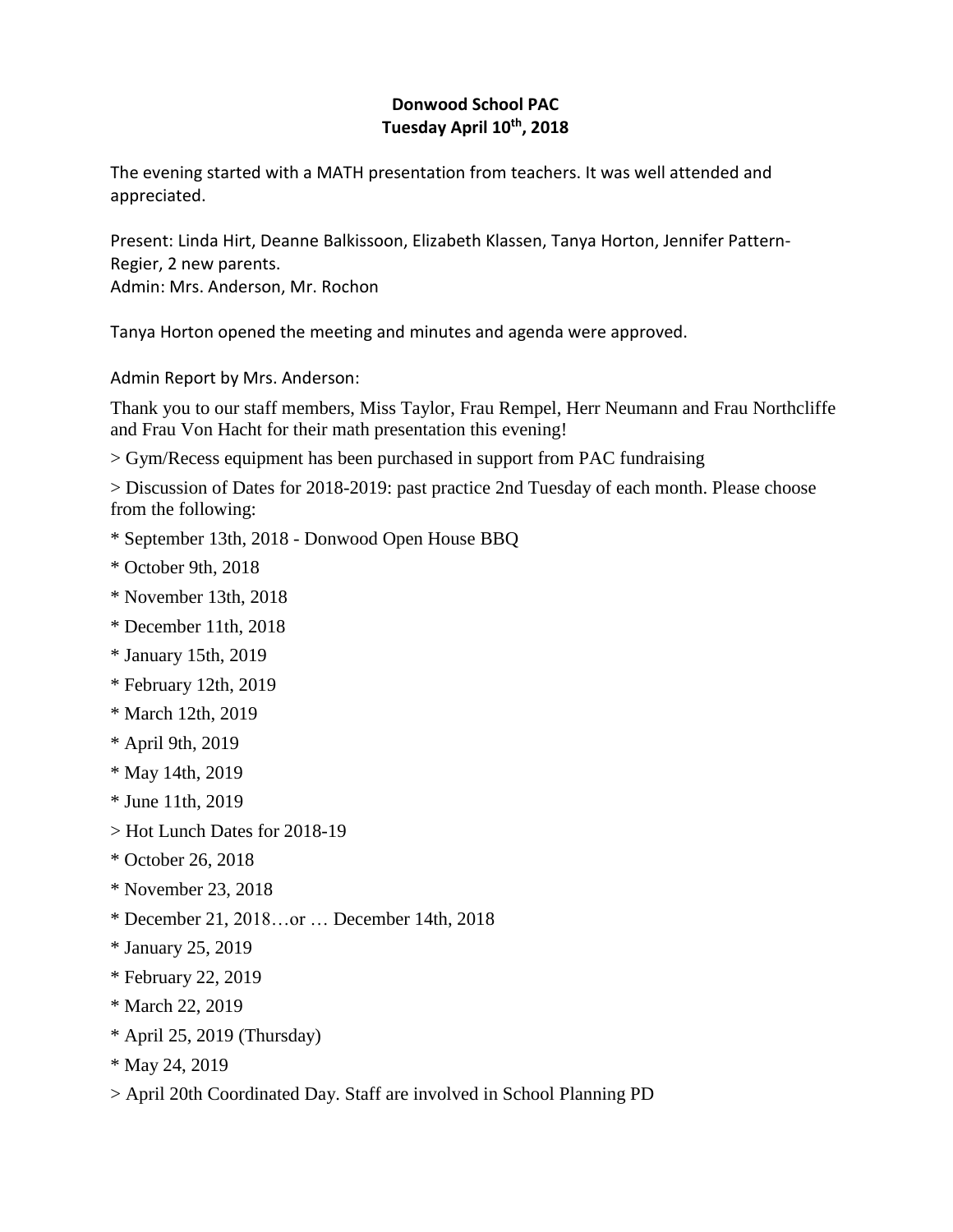**Donwood School PAC**
**Tuesday April 10th, 2018**

The evening started with a MATH presentation from teachers. It was well attended and appreciated.

Present: Linda Hirt, Deanne Balkissoon, Elizabeth Klassen, Tanya Horton, Jennifer Pattern-Regier, 2 new parents.
Admin: Mrs. Anderson, Mr. Rochon

Tanya Horton opened the meeting and minutes and agenda were approved.

Admin Report by Mrs. Anderson:

Thank you to our staff members, Miss Taylor, Frau Rempel, Herr Neumann and Frau Northcliffe and Frau Von Hacht for their math presentation this evening!

> Gym/Recess equipment has been purchased in support from PAC fundraising

> Discussion of Dates for 2018-2019: past practice 2nd Tuesday of each month. Please choose from the following:

* September 13th, 2018 - Donwood Open House BBQ
* October 9th, 2018
* November 13th, 2018
* December 11th, 2018
* January 15th, 2019
* February 12th, 2019
* March 12th, 2019
* April 9th, 2019
* May 14th, 2019
* June 11th, 2019

> Hot Lunch Dates for 2018-19

* October 26, 2018
* November 23, 2018
* December 21, 2018…or … December 14th, 2018
* January 25, 2019
* February 22, 2019
* March 22, 2019
* April 25, 2019 (Thursday)
* May 24, 2019

> April 20th Coordinated Day. Staff are involved in School Planning PD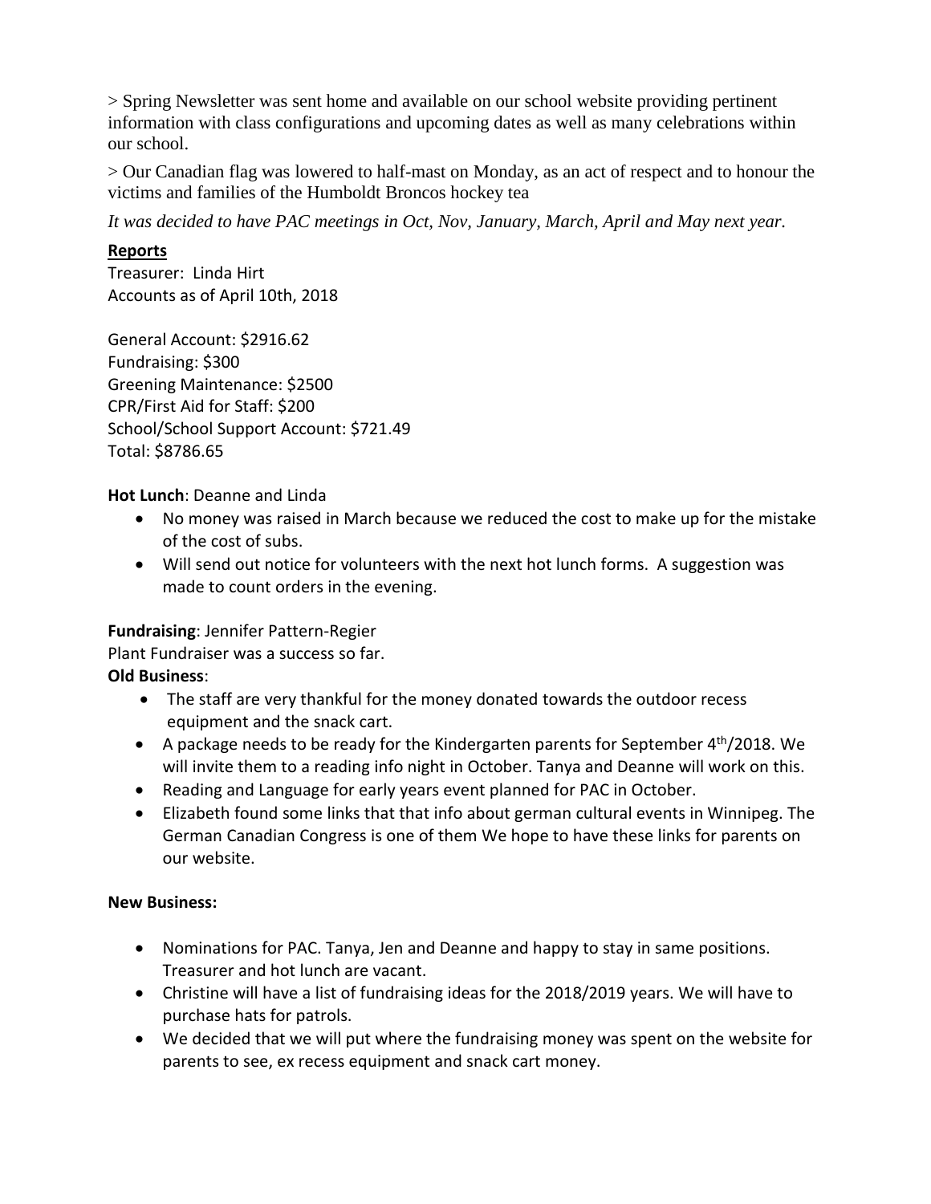> Spring Newsletter was sent home and available on our school website providing pertinent information with class configurations and upcoming dates as well as many celebrations within our school.

> Our Canadian flag was lowered to half-mast on Monday, as an act of respect and to honour the victims and families of the Humboldt Broncos hockey tea

*It was decided to have PAC meetings in Oct, Nov, January, March, April and May next year.*

**Reports**

Treasurer: Linda Hirt
Accounts as of April 10th, 2018

General Account: $2916.62
Fundraising: $300
Greening Maintenance: $2500
CPR/First Aid for Staff: $200
School/School Support Account: $721.49
Total: $8786.65

**Hot Lunch**: Deanne and Linda

- No money was raised in March because we reduced the cost to make up for the mistake of the cost of subs.
- Will send out notice for volunteers with the next hot lunch forms. A suggestion was made to count orders in the evening.

**Fundraising**: Jennifer Pattern-Regier
Plant Fundraiser was a success so far.

**Old Business**:

- The staff are very thankful for the money donated towards the outdoor recess equipment and the snack cart.
- A package needs to be ready for the Kindergarten parents for September 4th/2018. We will invite them to a reading info night in October. Tanya and Deanne will work on this.
- Reading and Language for early years event planned for PAC in October.
- Elizabeth found some links that that info about german cultural events in Winnipeg. The German Canadian Congress is one of them We hope to have these links for parents on our website.

**New Business:**

- Nominations for PAC. Tanya, Jen and Deanne and happy to stay in same positions. Treasurer and hot lunch are vacant.
- Christine will have a list of fundraising ideas for the 2018/2019 years. We will have to purchase hats for patrols.
- We decided that we will put where the fundraising money was spent on the website for parents to see, ex recess equipment and snack cart money.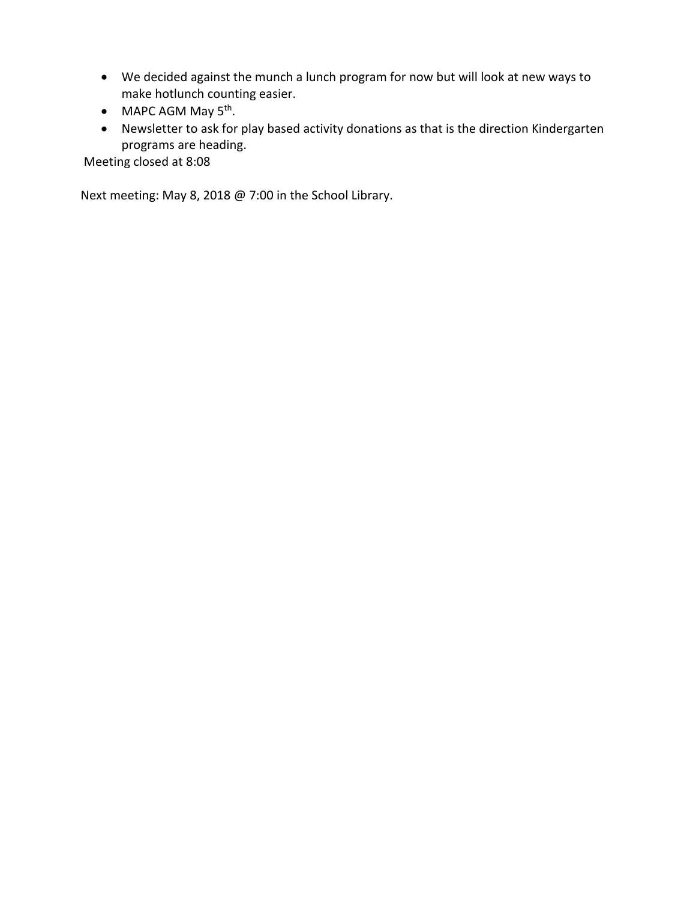- We decided against the munch a lunch program for now but will look at new ways to make hotlunch counting easier.
- MAPC AGM May 5th.
- Newsletter to ask for play based activity donations as that is the direction Kindergarten programs are heading.

Meeting closed at 8:08

Next meeting: May 8, 2018 @ 7:00 in the School Library.